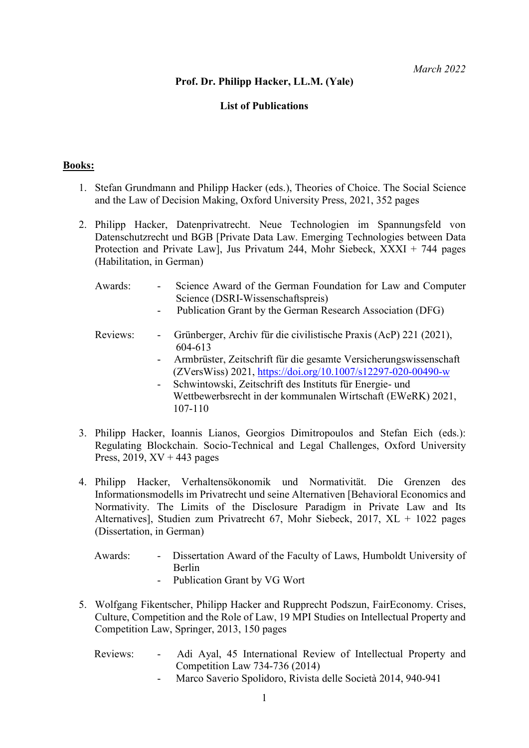*March 2022*

**Prof. Dr. Philipp Hacker, LL.M. (Yale)**

**List of Publications**

## Books:

1. Stefan Grundmann and Philipp Hacker (eds.), Theories of Choice. The Social Science and the Law of Decision Making, Oxford University Press, 2021, 352 pages

2. Philipp Hacker, Datenprivatrecht. Neue Technologien im Spannungsfeld von Datenschutzrecht und BGB [Private Data Law. Emerging Technologies between Data Protection and Private Law], Jus Privatum 244, Mohr Siebeck, XXXI + 744 pages (Habilitation, in German)

   Awards:
   - Science Award of the German Foundation for Law and Computer Science (DSRI-Wissenschaftspreis)
   - Publication Grant by the German Research Association (DFG)

   Reviews:
   - Grünberger, Archiv für die civilistische Praxis (AcP) 221 (2021), 604-613
   - Armbrüster, Zeitschrift für die gesamte Versicherungswissenschaft (ZVersWiss) 2021, https://doi.org/10.1007/s12297-020-00490-w
   - Schwintowski, Zeitschrift des Instituts für Energie- und Wettbewerbsrecht in der kommunalen Wirtschaft (EWeRK) 2021, 107-110

3. Philipp Hacker, Ioannis Lianos, Georgios Dimitropoulos and Stefan Eich (eds.): Regulating Blockchain. Socio-Technical and Legal Challenges, Oxford University Press, 2019, XV + 443 pages

4. Philipp Hacker, Verhaltensökonomik und Normativität. Die Grenzen des Informationsmodells im Privatrecht und seine Alternativen [Behavioral Economics and Normativity. The Limits of the Disclosure Paradigm in Private Law and Its Alternatives], Studien zum Privatrecht 67, Mohr Siebeck, 2017, XL + 1022 pages (Dissertation, in German)

   Awards:
   - Dissertation Award of the Faculty of Laws, Humboldt University of Berlin
   - Publication Grant by VG Wort

5. Wolfgang Fikentscher, Philipp Hacker and Rupprecht Podszun, FairEconomy. Crises, Culture, Competition and the Role of Law, 19 MPI Studies on Intellectual Property and Competition Law, Springer, 2013, 150 pages

   Reviews:
   - Adi Ayal, 45 International Review of Intellectual Property and Competition Law 734-736 (2014)
   - Marco Saverio Spolidoro, Rivista delle Società 2014, 940-941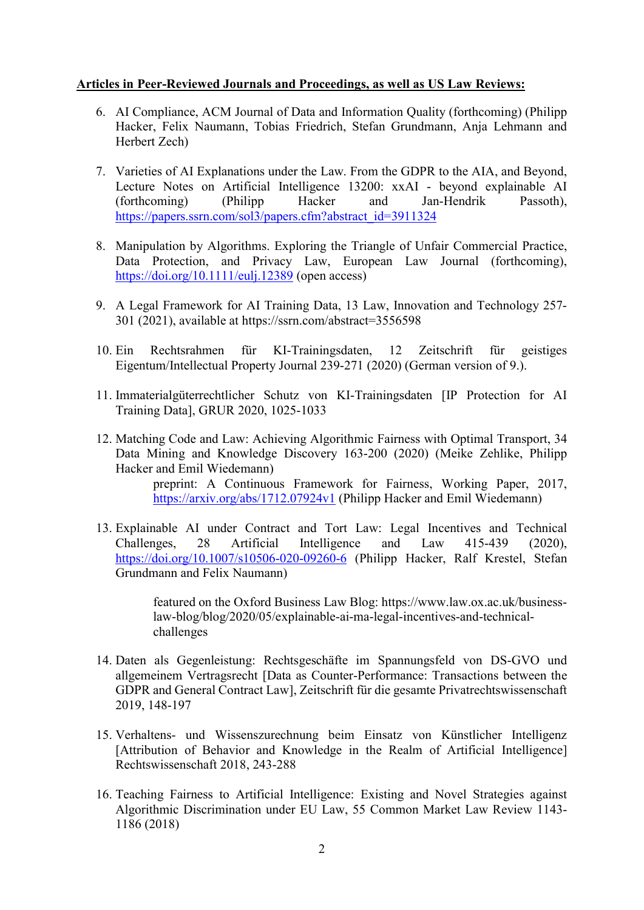**Articles in Peer-Reviewed Journals and Proceedings, as well as US Law Reviews:**

6. AI Compliance, ACM Journal of Data and Information Quality (forthcoming) (Philipp Hacker, Felix Naumann, Tobias Friedrich, Stefan Grundmann, Anja Lehmann and Herbert Zech)

7. Varieties of AI Explanations under the Law. From the GDPR to the AIA, and Beyond, Lecture Notes on Artificial Intelligence 13200: xxAI - beyond explainable AI (forthcoming) (Philipp Hacker and Jan-Hendrik Passoth), https://papers.ssrn.com/sol3/papers.cfm?abstract_id=3911324

8. Manipulation by Algorithms. Exploring the Triangle of Unfair Commercial Practice, Data Protection, and Privacy Law, European Law Journal (forthcoming), https://doi.org/10.1111/eulj.12389 (open access)

9. A Legal Framework for AI Training Data, 13 Law, Innovation and Technology 257-301 (2021), available at https://ssrn.com/abstract=3556598

10. Ein Rechtsrahmen für KI-Trainingsdaten, 12 Zeitschrift für geistiges Eigentum/Intellectual Property Journal 239-271 (2020) (German version of 9.).

11. Immaterialgüterrechtlicher Schutz von KI-Trainingsdaten [IP Protection for AI Training Data], GRUR 2020, 1025-1033

12. Matching Code and Law: Achieving Algorithmic Fairness with Optimal Transport, 34 Data Mining and Knowledge Discovery 163-200 (2020) (Meike Zehlike, Philipp Hacker and Emil Wiedemann)

    preprint: A Continuous Framework for Fairness, Working Paper, 2017, https://arxiv.org/abs/1712.07924v1 (Philipp Hacker and Emil Wiedemann)

13. Explainable AI under Contract and Tort Law: Legal Incentives and Technical Challenges, 28 Artificial Intelligence and Law 415-439 (2020), https://doi.org/10.1007/s10506-020-09260-6 (Philipp Hacker, Ralf Krestel, Stefan Grundmann and Felix Naumann)

    featured on the Oxford Business Law Blog: https://www.law.ox.ac.uk/business-law-blog/blog/2020/05/explainable-ai-ma-legal-incentives-and-technical-challenges

14. Daten als Gegenleistung: Rechtsgeschäfte im Spannungsfeld von DS-GVO und allgemeinem Vertragsrecht [Data as Counter-Performance: Transactions between the GDPR and General Contract Law], Zeitschrift für die gesamte Privatrechtswissenschaft 2019, 148-197

15. Verhaltens- und Wissenszurechnung beim Einsatz von Künstlicher Intelligenz [Attribution of Behavior and Knowledge in the Realm of Artificial Intelligence] Rechtswissenschaft 2018, 243-288

16. Teaching Fairness to Artificial Intelligence: Existing and Novel Strategies against Algorithmic Discrimination under EU Law, 55 Common Market Law Review 1143-1186 (2018)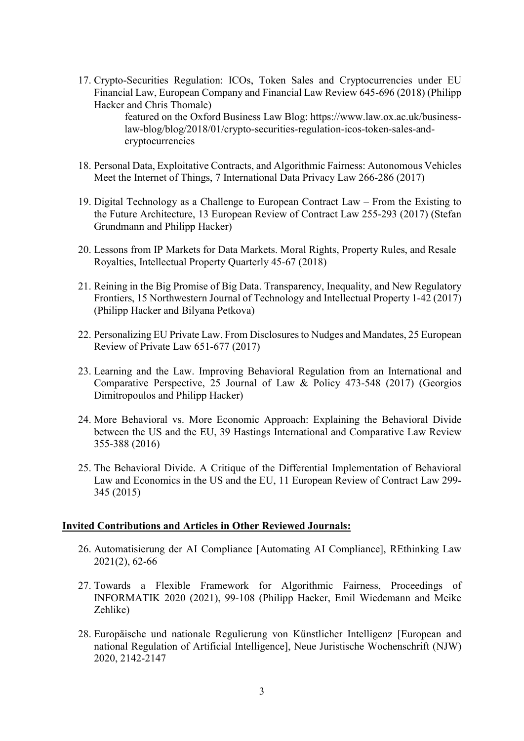17. Crypto-Securities Regulation: ICOs, Token Sales and Cryptocurrencies under EU Financial Law, European Company and Financial Law Review 645-696 (2018) (Philipp Hacker and Chris Thomale)
    
    featured on the Oxford Business Law Blog: https://www.law.ox.ac.uk/business-law-blog/blog/2018/01/crypto-securities-regulation-icos-token-sales-and-cryptocurrencies

18. Personal Data, Exploitative Contracts, and Algorithmic Fairness: Autonomous Vehicles Meet the Internet of Things, 7 International Data Privacy Law 266-286 (2017)

19. Digital Technology as a Challenge to European Contract Law – From the Existing to the Future Architecture, 13 European Review of Contract Law 255-293 (2017) (Stefan Grundmann and Philipp Hacker)

20. Lessons from IP Markets for Data Markets. Moral Rights, Property Rules, and Resale Royalties, Intellectual Property Quarterly 45-67 (2018)

21. Reining in the Big Promise of Big Data. Transparency, Inequality, and New Regulatory Frontiers, 15 Northwestern Journal of Technology and Intellectual Property 1-42 (2017) (Philipp Hacker and Bilyana Petkova)

22. Personalizing EU Private Law. From Disclosures to Nudges and Mandates, 25 European Review of Private Law 651-677 (2017)

23. Learning and the Law. Improving Behavioral Regulation from an International and Comparative Perspective, 25 Journal of Law & Policy 473-548 (2017) (Georgios Dimitropoulos and Philipp Hacker)

24. More Behavioral vs. More Economic Approach: Explaining the Behavioral Divide between the US and the EU, 39 Hastings International and Comparative Law Review 355-388 (2016)

25. The Behavioral Divide. A Critique of the Differential Implementation of Behavioral Law and Economics in the US and the EU, 11 European Review of Contract Law 299-345 (2015)

**Invited Contributions and Articles in Other Reviewed Journals:**

26. Automatisierung der AI Compliance [Automating AI Compliance], REthinking Law 2021(2), 62-66

27. Towards a Flexible Framework for Algorithmic Fairness, Proceedings of INFORMATIK 2020 (2021), 99-108 (Philipp Hacker, Emil Wiedemann and Meike Zehlike)

28. Europäische und nationale Regulierung von Künstlicher Intelligenz [European and national Regulation of Artificial Intelligence], Neue Juristische Wochenschrift (NJW) 2020, 2142-2147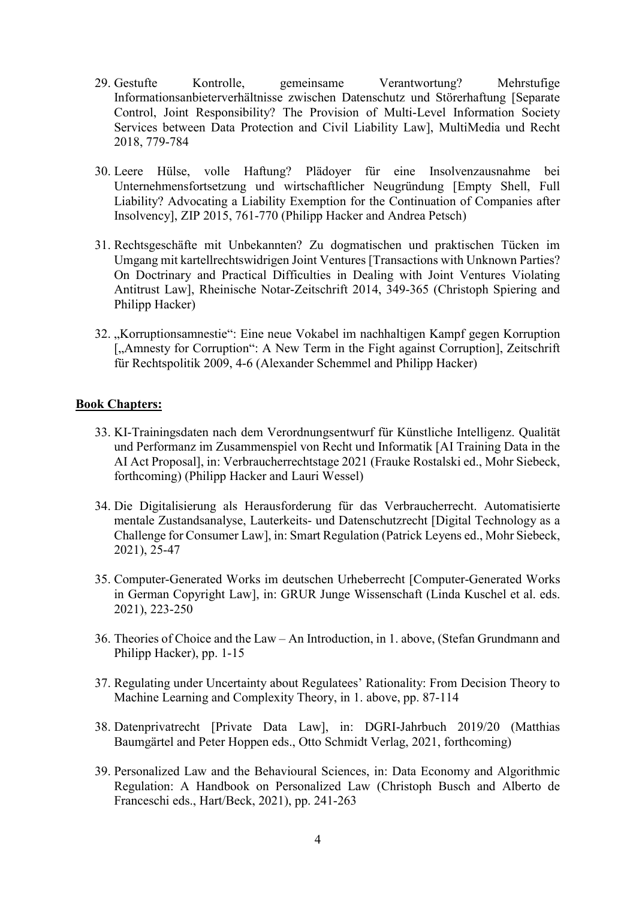29. Gestufte Kontrolle, gemeinsame Verantwortung? Mehrstufige Informationsanbieterverhältnisse zwischen Datenschutz und Störerhaftung [Separate Control, Joint Responsibility? The Provision of Multi-Level Information Society Services between Data Protection and Civil Liability Law], MultiMedia und Recht 2018, 779-784

30. Leere Hülse, volle Haftung? Plädoyer für eine Insolvenzausnahme bei Unternehmensfortsetzung und wirtschaftlicher Neugründung [Empty Shell, Full Liability? Advocating a Liability Exemption for the Continuation of Companies after Insolvency], ZIP 2015, 761-770 (Philipp Hacker and Andrea Petsch)

31. Rechtsgeschäfte mit Unbekannten? Zu dogmatischen und praktischen Tücken im Umgang mit kartellrechtswidrigen Joint Ventures [Transactions with Unknown Parties? On Doctrinary and Practical Difficulties in Dealing with Joint Ventures Violating Antitrust Law], Rheinische Notar-Zeitschrift 2014, 349-365 (Christoph Spiering and Philipp Hacker)

32. „Korruptionsamnestie": Eine neue Vokabel im nachhaltigen Kampf gegen Korruption [„Amnesty for Corruption": A New Term in the Fight against Corruption], Zeitschrift für Rechtspolitik 2009, 4-6 (Alexander Schemmel and Philipp Hacker)

**Book Chapters:**

33. KI-Trainingsdaten nach dem Verordnungsentwurf für Künstliche Intelligenz. Qualität und Performanz im Zusammenspiel von Recht und Informatik [AI Training Data in the AI Act Proposal], in: Verbraucherrechtstage 2021 (Frauke Rostalski ed., Mohr Siebeck, forthcoming) (Philipp Hacker and Lauri Wessel)

34. Die Digitalisierung als Herausforderung für das Verbraucherrecht. Automatisierte mentale Zustandsanalyse, Lauterkeits- und Datenschutzrecht [Digital Technology as a Challenge for Consumer Law], in: Smart Regulation (Patrick Leyens ed., Mohr Siebeck, 2021), 25-47

35. Computer-Generated Works im deutschen Urheberrecht [Computer-Generated Works in German Copyright Law], in: GRUR Junge Wissenschaft (Linda Kuschel et al. eds. 2021), 223-250

36. Theories of Choice and the Law – An Introduction, in 1. above, (Stefan Grundmann and Philipp Hacker), pp. 1-15

37. Regulating under Uncertainty about Regulatees' Rationality: From Decision Theory to Machine Learning and Complexity Theory, in 1. above, pp. 87-114

38. Datenprivatrecht [Private Data Law], in: DGRI-Jahrbuch 2019/20 (Matthias Baumgärtel and Peter Hoppen eds., Otto Schmidt Verlag, 2021, forthcoming)

39. Personalized Law and the Behavioural Sciences, in: Data Economy and Algorithmic Regulation: A Handbook on Personalized Law (Christoph Busch and Alberto de Franceschi eds., Hart/Beck, 2021), pp. 241-263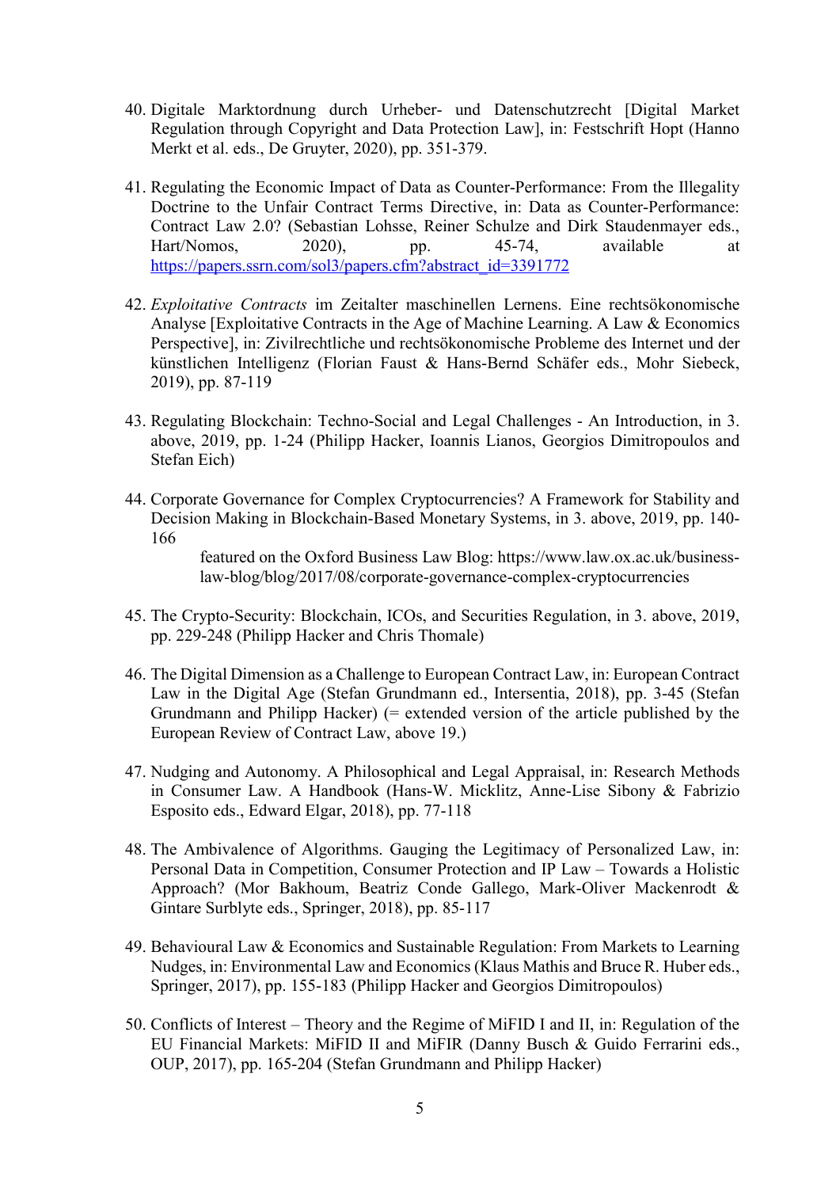40. Digitale Marktordnung durch Urheber- und Datenschutzrecht [Digital Market Regulation through Copyright and Data Protection Law], in: Festschrift Hopt (Hanno Merkt et al. eds., De Gruyter, 2020), pp. 351-379.

41. Regulating the Economic Impact of Data as Counter-Performance: From the Illegality Doctrine to the Unfair Contract Terms Directive, in: Data as Counter-Performance: Contract Law 2.0? (Sebastian Lohsse, Reiner Schulze and Dirk Staudenmayer eds., Hart/Nomos, 2020), pp. 45-74, available at https://papers.ssrn.com/sol3/papers.cfm?abstract_id=3391772

42. *Exploitative Contracts* im Zeitalter maschinellen Lernens. Eine rechtsökonomische Analyse [Exploitative Contracts in the Age of Machine Learning. A Law & Economics Perspective], in: Zivilrechtliche und rechtsökonomische Probleme des Internet und der künstlichen Intelligenz (Florian Faust & Hans-Bernd Schäfer eds., Mohr Siebeck, 2019), pp. 87-119

43. Regulating Blockchain: Techno-Social and Legal Challenges - An Introduction, in 3. above, 2019, pp. 1-24 (Philipp Hacker, Ioannis Lianos, Georgios Dimitropoulos and Stefan Eich)

44. Corporate Governance for Complex Cryptocurrencies? A Framework for Stability and Decision Making in Blockchain-Based Monetary Systems, in 3. above, 2019, pp. 140-166

    featured on the Oxford Business Law Blog: https://www.law.ox.ac.uk/business-law-blog/blog/2017/08/corporate-governance-complex-cryptocurrencies

45. The Crypto-Security: Blockchain, ICOs, and Securities Regulation, in 3. above, 2019, pp. 229-248 (Philipp Hacker and Chris Thomale)

46. The Digital Dimension as a Challenge to European Contract Law, in: European Contract Law in the Digital Age (Stefan Grundmann ed., Intersentia, 2018), pp. 3-45 (Stefan Grundmann and Philipp Hacker) (= extended version of the article published by the European Review of Contract Law, above 19.)

47. Nudging and Autonomy. A Philosophical and Legal Appraisal, in: Research Methods in Consumer Law. A Handbook (Hans-W. Micklitz, Anne-Lise Sibony & Fabrizio Esposito eds., Edward Elgar, 2018), pp. 77-118

48. The Ambivalence of Algorithms. Gauging the Legitimacy of Personalized Law, in: Personal Data in Competition, Consumer Protection and IP Law – Towards a Holistic Approach? (Mor Bakhoum, Beatriz Conde Gallego, Mark-Oliver Mackenrodt & Gintare Surblyte eds., Springer, 2018), pp. 85-117

49. Behavioural Law & Economics and Sustainable Regulation: From Markets to Learning Nudges, in: Environmental Law and Economics (Klaus Mathis and Bruce R. Huber eds., Springer, 2017), pp. 155-183 (Philipp Hacker and Georgios Dimitropoulos)

50. Conflicts of Interest – Theory and the Regime of MiFID I and II, in: Regulation of the EU Financial Markets: MiFID II and MiFIR (Danny Busch & Guido Ferrarini eds., OUP, 2017), pp. 165-204 (Stefan Grundmann and Philipp Hacker)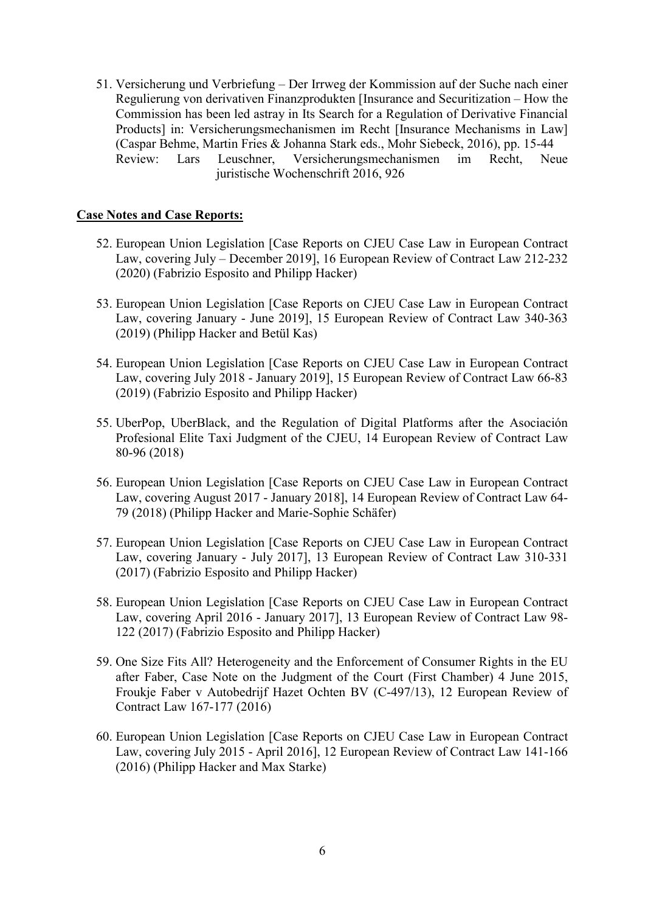51. Versicherung und Verbriefung – Der Irrweg der Kommission auf der Suche nach einer Regulierung von derivativen Finanzprodukten [Insurance and Securitization – How the Commission has been led astray in Its Search for a Regulation of Derivative Financial Products] in: Versicherungsmechanismen im Recht [Insurance Mechanisms in Law] (Caspar Behme, Martin Fries & Johanna Stark eds., Mohr Siebeck, 2016), pp. 15-44
    Review: Lars Leuschner, Versicherungsmechanismen im Recht, Neue juristische Wochenschrift 2016, 926

**Case Notes and Case Reports:**

52. European Union Legislation [Case Reports on CJEU Case Law in European Contract Law, covering July – December 2019], 16 European Review of Contract Law 212-232 (2020) (Fabrizio Esposito and Philipp Hacker)

53. European Union Legislation [Case Reports on CJEU Case Law in European Contract Law, covering January - June 2019], 15 European Review of Contract Law 340-363 (2019) (Philipp Hacker and Betül Kas)

54. European Union Legislation [Case Reports on CJEU Case Law in European Contract Law, covering July 2018 - January 2019], 15 European Review of Contract Law 66-83 (2019) (Fabrizio Esposito and Philipp Hacker)

55. UberPop, UberBlack, and the Regulation of Digital Platforms after the Asociación Profesional Elite Taxi Judgment of the CJEU, 14 European Review of Contract Law 80-96 (2018)

56. European Union Legislation [Case Reports on CJEU Case Law in European Contract Law, covering August 2017 - January 2018], 14 European Review of Contract Law 64-79 (2018) (Philipp Hacker and Marie-Sophie Schäfer)

57. European Union Legislation [Case Reports on CJEU Case Law in European Contract Law, covering January - July 2017], 13 European Review of Contract Law 310-331 (2017) (Fabrizio Esposito and Philipp Hacker)

58. European Union Legislation [Case Reports on CJEU Case Law in European Contract Law, covering April 2016 - January 2017], 13 European Review of Contract Law 98-122 (2017) (Fabrizio Esposito and Philipp Hacker)

59. One Size Fits All? Heterogeneity and the Enforcement of Consumer Rights in the EU after Faber, Case Note on the Judgment of the Court (First Chamber) 4 June 2015, Froukje Faber v Autobedrijf Hazet Ochten BV (C-497/13), 12 European Review of Contract Law 167-177 (2016)

60. European Union Legislation [Case Reports on CJEU Case Law in European Contract Law, covering July 2015 - April 2016], 12 European Review of Contract Law 141-166 (2016) (Philipp Hacker and Max Starke)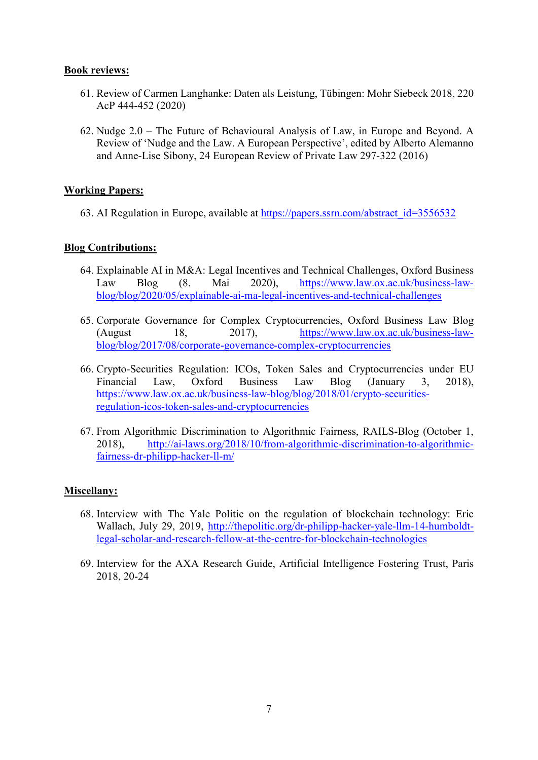**Book reviews:**

61. Review of Carmen Langhanke: Daten als Leistung, Tübingen: Mohr Siebeck 2018, 220 AcP 444-452 (2020)

62. Nudge 2.0 – The Future of Behavioural Analysis of Law, in Europe and Beyond. A Review of 'Nudge and the Law. A European Perspective', edited by Alberto Alemanno and Anne-Lise Sibony, 24 European Review of Private Law 297-322 (2016)

**Working Papers:**

63. AI Regulation in Europe, available at https://papers.ssrn.com/abstract_id=3556532

**Blog Contributions:**

64. Explainable AI in M&A: Legal Incentives and Technical Challenges, Oxford Business Law Blog (8. Mai 2020), https://www.law.ox.ac.uk/business-law-blog/blog/2020/05/explainable-ai-ma-legal-incentives-and-technical-challenges

65. Corporate Governance for Complex Cryptocurrencies, Oxford Business Law Blog (August 18, 2017), https://www.law.ox.ac.uk/business-law-blog/blog/2017/08/corporate-governance-complex-cryptocurrencies

66. Crypto-Securities Regulation: ICOs, Token Sales and Cryptocurrencies under EU Financial Law, Oxford Business Law Blog (January 3, 2018), https://www.law.ox.ac.uk/business-law-blog/blog/2018/01/crypto-securities-regulation-icos-token-sales-and-cryptocurrencies

67. From Algorithmic Discrimination to Algorithmic Fairness, RAILS-Blog (October 1, 2018), http://ai-laws.org/2018/10/from-algorithmic-discrimination-to-algorithmic-fairness-dr-philipp-hacker-ll-m/

**Miscellany:**

68. Interview with The Yale Politic on the regulation of blockchain technology: Eric Wallach, July 29, 2019, http://thepolitic.org/dr-philipp-hacker-yale-llm-14-humboldt-legal-scholar-and-research-fellow-at-the-centre-for-blockchain-technologies

69. Interview for the AXA Research Guide, Artificial Intelligence Fostering Trust, Paris 2018, 20-24